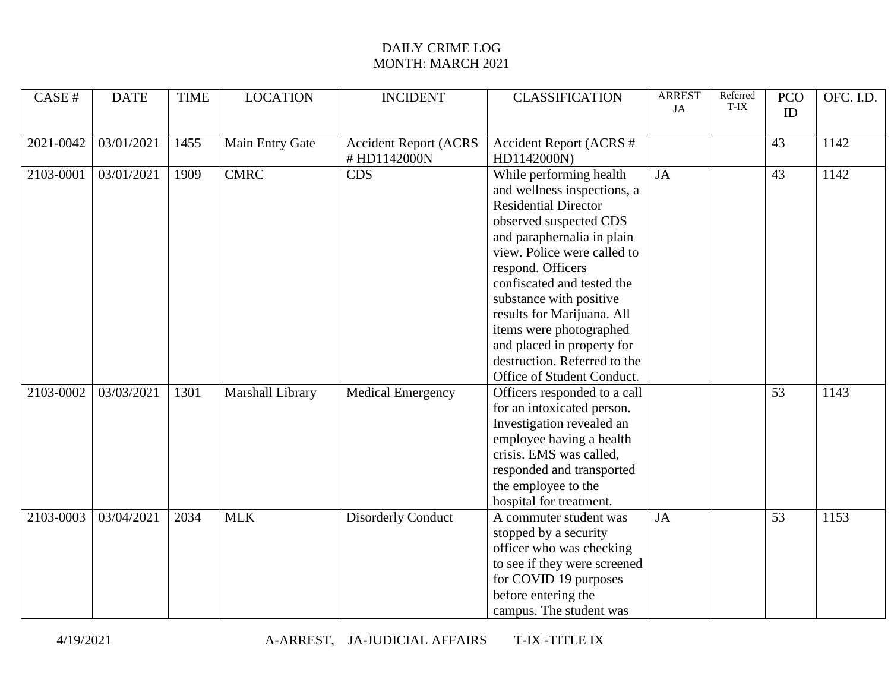DAILY CRIME LOG
MONTH: MARCH 2021

| CASE # | DATE | TIME | LOCATION | INCIDENT | CLASSIFICATION | ARREST JA | Referred T-IX | PCO ID | OFC. I.D. |
|---|---|---|---|---|---|---|---|---|---|
| 2021-0042 | 03/01/2021 | 1455 | Main Entry Gate | Accident Report (ACRS # HD1142000N | Accident Report (ACRS # HD1142000N) | | | 43 | 1142 |
| 2103-0001 | 03/01/2021 | 1909 | CMRC | CDS | While performing health and wellness inspections, a Residential Director observed suspected CDS and paraphernalia in plain view. Police were called to respond. Officers confiscated and tested the substance with positive results for Marijuana. All items were photographed and placed in property for destruction. Referred to the Office of Student Conduct. | JA | | 43 | 1142 |
| 2103-0002 | 03/03/2021 | 1301 | Marshall Library | Medical Emergency | Officers responded to a call for an intoxicated person. Investigation revealed an employee having a health crisis. EMS was called, responded and transported the employee to the hospital for treatment. | | | 53 | 1143 |
| 2103-0003 | 03/04/2021 | 2034 | MLK | Disorderly Conduct | A commuter student was stopped by a security officer who was checking to see if they were screened for COVID 19 purposes before entering the campus. The student was | JA | | 53 | 1153 |

4/19/2021 A-ARREST, JA-JUDICIAL AFFAIRS T-IX -TITLE IX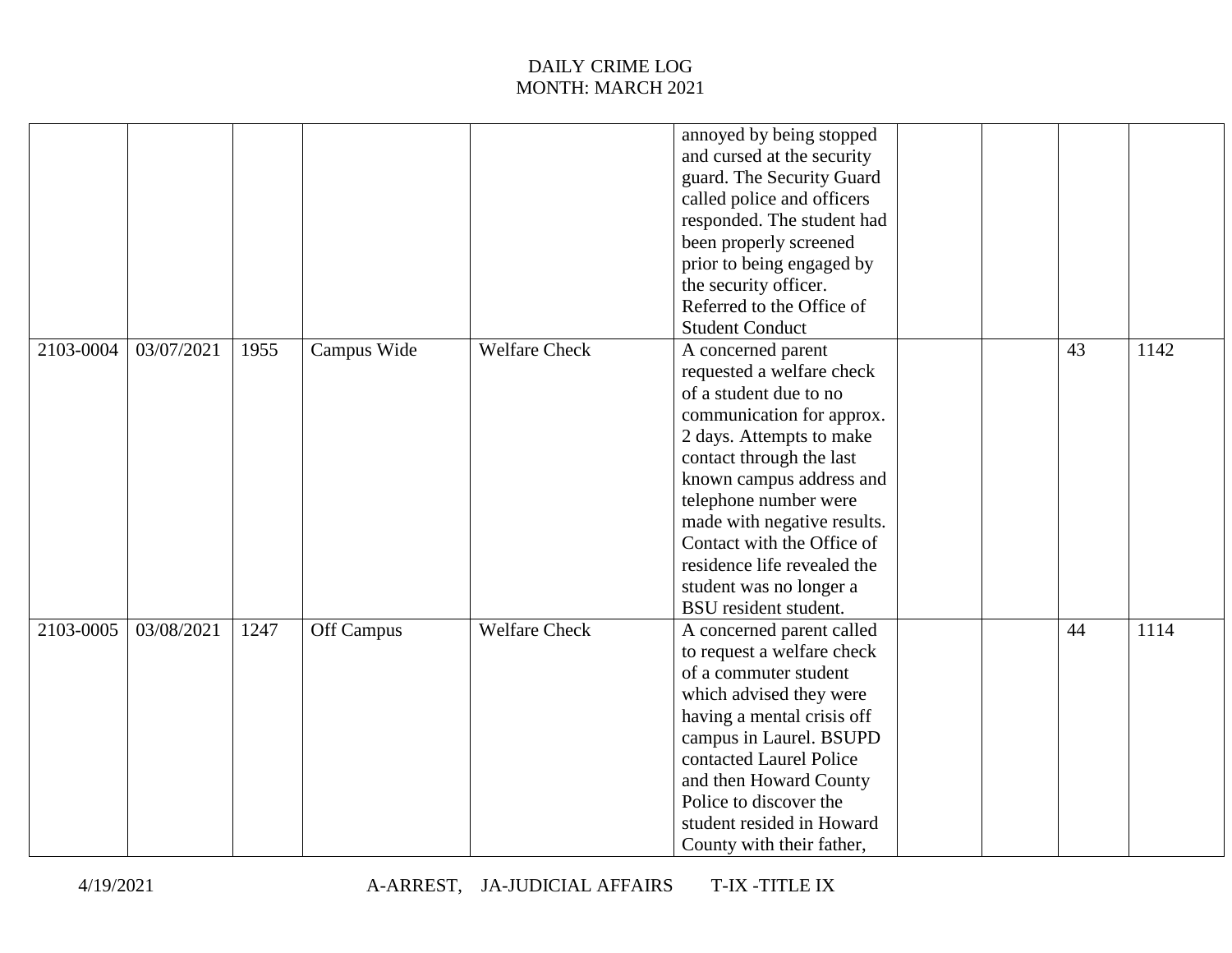DAILY CRIME LOG
MONTH: MARCH 2021

| | | | | | | | | | |
|---|---|---|---|---|---|---|---|---|---|
| | | | | | annoyed by being stopped and cursed at the security guard. The Security Guard called police and officers responded. The student had been properly screened prior to being engaged by the security officer. Referred to the Office of Student Conduct | | | | |
| 2103-0004 | 03/07/2021 | 1955 | Campus Wide | Welfare Check | A concerned parent requested a welfare check of a student due to no communication for approx. 2 days. Attempts to make contact through the last known campus address and telephone number were made with negative results. Contact with the Office of residence life revealed the student was no longer a BSU resident student. | | | 43 | 1142 |
| 2103-0005 | 03/08/2021 | 1247 | Off Campus | Welfare Check | A concerned parent called to request a welfare check of a commuter student which advised they were having a mental crisis off campus in Laurel. BSUPD contacted Laurel Police and then Howard County Police to discover the student resided in Howard County with their father, | | | 44 | 1114 |

4/19/2021 A-ARREST, JA-JUDICIAL AFFAIRS T-IX -TITLE IX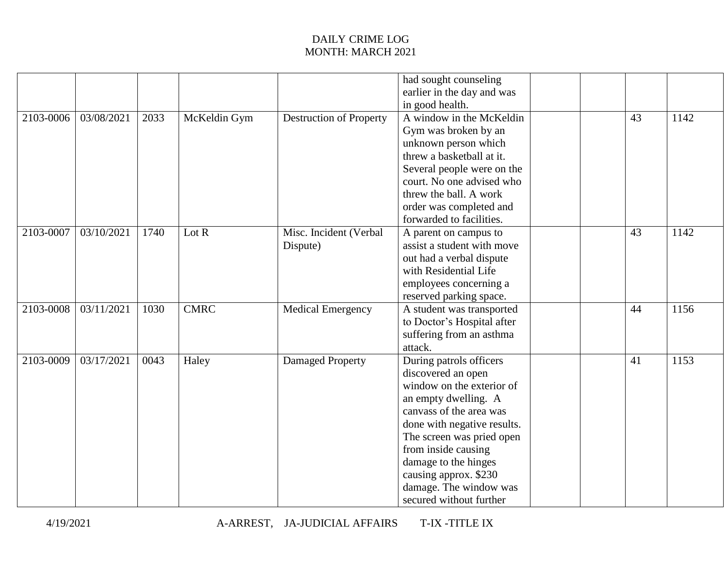DAILY CRIME LOG
MONTH: MARCH 2021

| | | | | | | | | | |
|---|---|---|---|---|---|---|---|---|---|
| | | | | | had sought counseling earlier in the day and was in good health. | | | | |
| 2103-0006 | 03/08/2021 | 2033 | McKeldin Gym | Destruction of Property | A window in the McKeldin Gym was broken by an unknown person which threw a basketball at it. Several people were on the court. No one advised who threw the ball. A work order was completed and forwarded to facilities. | | | 43 | 1142 |
| 2103-0007 | 03/10/2021 | 1740 | Lot R | Misc. Incident (Verbal Dispute) | A parent on campus to assist a student with move out had a verbal dispute with Residential Life employees concerning a reserved parking space. | | | 43 | 1142 |
| 2103-0008 | 03/11/2021 | 1030 | CMRC | Medical Emergency | A student was transported to Doctor's Hospital after suffering from an asthma attack. | | | 44 | 1156 |
| 2103-0009 | 03/17/2021 | 0043 | Haley | Damaged Property | During patrols officers discovered an open window on the exterior of an empty dwelling. A canvass of the area was done with negative results. The screen was pried open from inside causing damage to the hinges causing approx. $230 damage. The window was secured without further | | | 41 | 1153 |

4/19/2021 A-ARREST, JA-JUDICIAL AFFAIRS T-IX -TITLE IX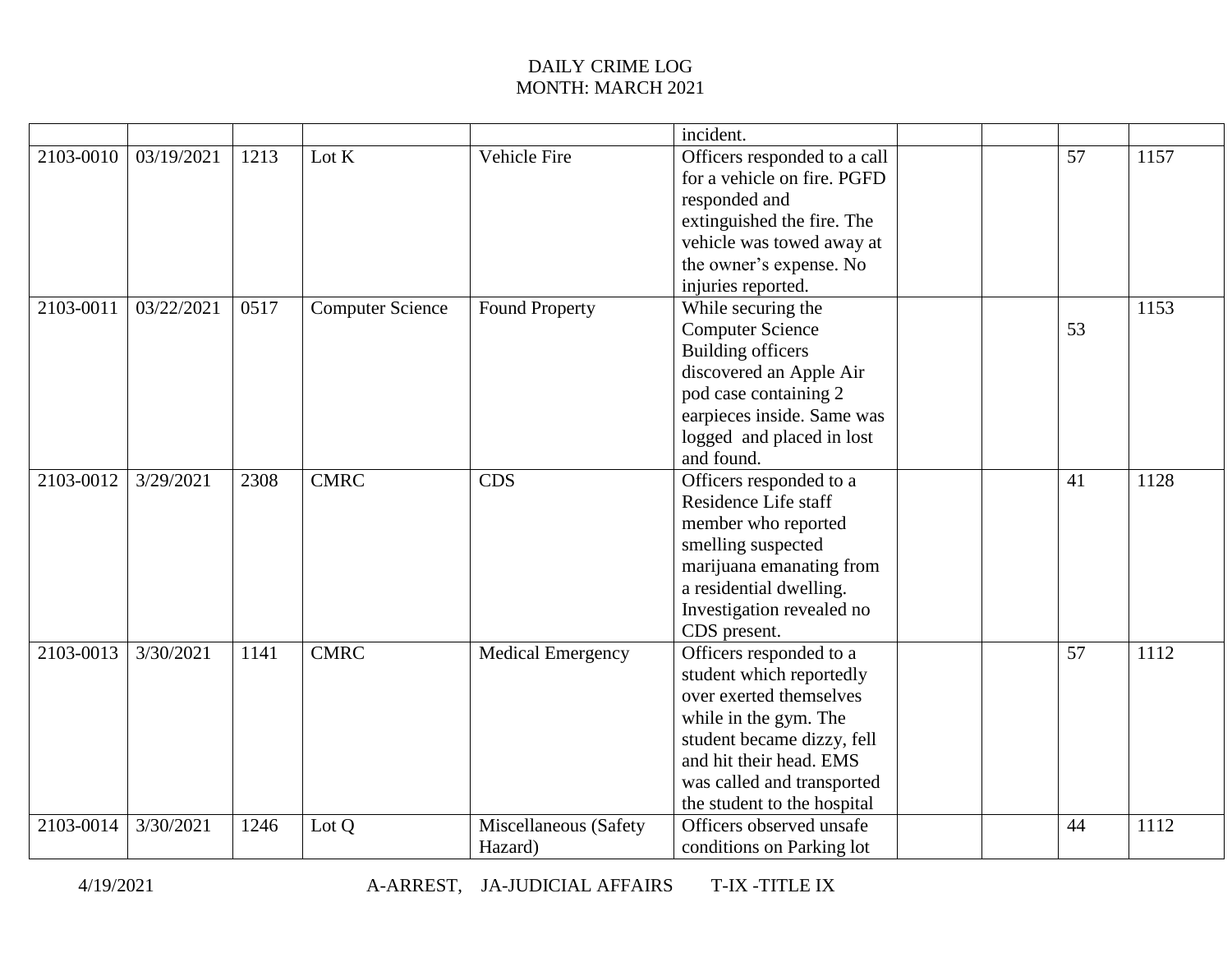# DAILY CRIME LOG
MONTH: MARCH 2021

| | | | | | | | | | |
|---|---|---|---|---|---|---|---|---|---|
| | | | | | incident. | | | | |
| 2103-0010 | 03/19/2021 | 1213 | Lot K | Vehicle Fire | Officers responded to a call for a vehicle on fire. PGFD responded and extinguished the fire. The vehicle was towed away at the owner's expense. No injuries reported. | | | 57 | 1157 |
| 2103-0011 | 03/22/2021 | 0517 | Computer Science | Found Property | While securing the Computer Science Building officers discovered an Apple Air pod case containing 2 earpieces inside. Same was logged and placed in lost and found. | | | 53 | 1153 |
| 2103-0012 | 3/29/2021 | 2308 | CMRC | CDS | Officers responded to a Residence Life staff member who reported smelling suspected marijuana emanating from a residential dwelling. Investigation revealed no CDS present. | | | 41 | 1128 |
| 2103-0013 | 3/30/2021 | 1141 | CMRC | Medical Emergency | Officers responded to a student which reportedly over exerted themselves while in the gym. The student became dizzy, fell and hit their head. EMS was called and transported the student to the hospital | | | 57 | 1112 |
| 2103-0014 | 3/30/2021 | 1246 | Lot Q | Miscellaneous (Safety Hazard) | Officers observed unsafe conditions on Parking lot | | | 44 | 1112 |

4/19/2021 A-ARREST, JA-JUDICIAL AFFAIRS T-IX -TITLE IX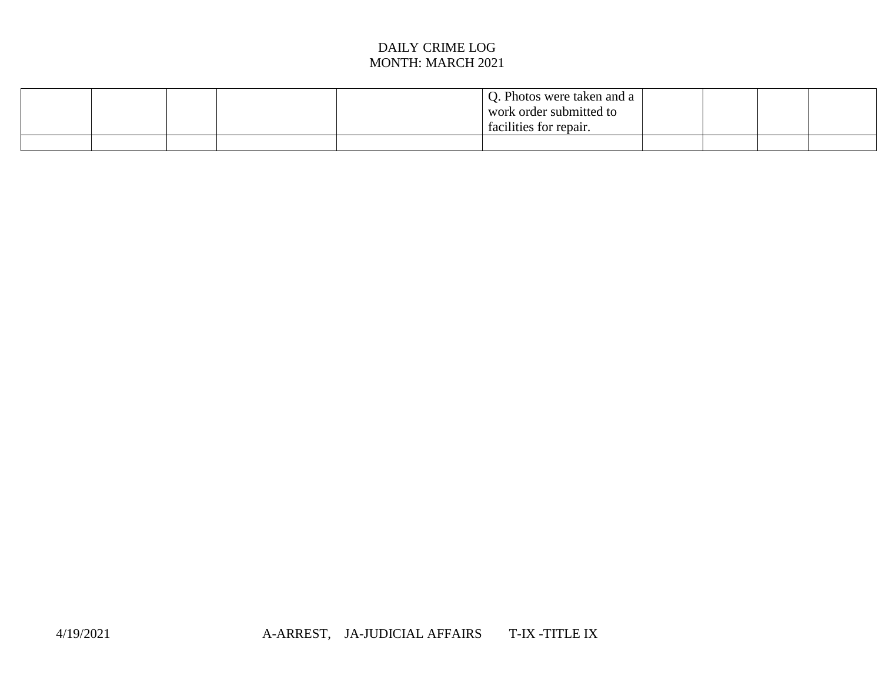DAILY CRIME LOG
MONTH: MARCH 2021

| | | | | | | | | | |
|---|---|---|---|---|---|---|---|---|---|
| | | | | | Q. Photos were taken and a work order submitted to facilities for repair. | | | | |
| | | | | | | | | | |

4/19/2021 A-ARREST, JA-JUDICIAL AFFAIRS T-IX -TITLE IX